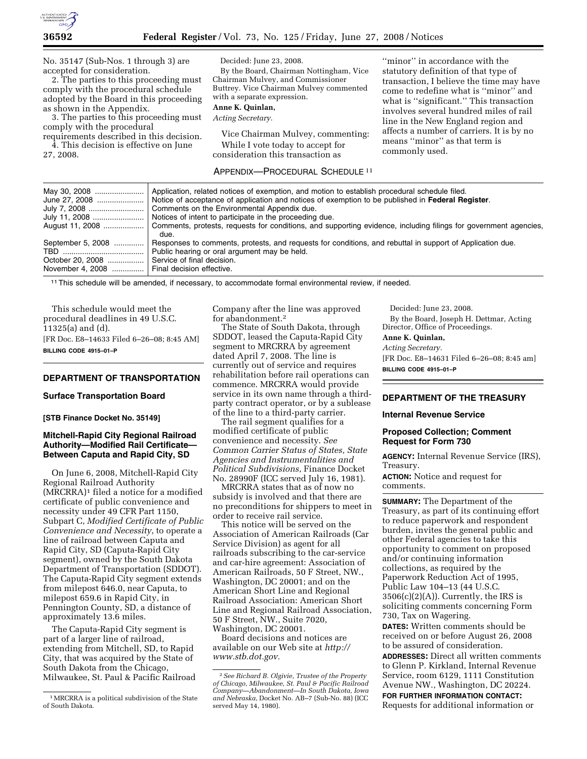No. 35147 (Sub-Nos. 1 through 3) are accepted for consideration.

2. The parties to this proceeding must comply with the procedural schedule adopted by the Board in this proceeding as shown in the Appendix.

3. The parties to this proceeding must comply with the procedural requirements described in this decision.

4. This decision is effective on June 27, 2008.

Decided: June 23, 2008.

By the Board, Chairman Nottingham, Vice Chairman Mulvey, and Commissioner Buttrey. Vice Chairman Mulvey commented with a separate expression.

**Anne K. Quinlan,**

*Acting Secretary.*

Vice Chairman Mulvey, commenting:

While I vote today to accept for consideration this transaction as ''minor'' in accordance with the statutory definition of that type of transaction, I believe the time may have come to redefine what is ''minor'' and what is ''significant.'' This transaction involves several hundred miles of rail line in the New England region and affects a number of carriers. It is by no means ''minor'' as that term is commonly used.

APPENDIX—PROCEDURAL SCHEDULE [11]

| | |
|---|---|
| May 30, 2008 | Application, related notices of exemption, and motion to establish procedural schedule filed. |
| June 27, 2008 | Notice of acceptance of application and notices of exemption to be published in **Federal Register**. |
| July 7, 2008 | Comments on the Environmental Appendix due. |
| July 11, 2008 | Notices of intent to participate in the proceeding due. |
| August 11, 2008 | Comments, protests, requests for conditions, and supporting evidence, including filings for government agencies, due. |
| September 5, 2008 | Responses to comments, protests, and requests for conditions, and rebuttal in support of Application due. |
| TBD | Public hearing or oral argument may be held. |
| October 20, 2008 | Service of final decision. |
| November 4, 2008 | Final decision effective. |

[11] This schedule will be amended, if necessary, to accommodate formal environmental review, if needed.

This schedule would meet the procedural deadlines in 49 U.S.C. 11325(a) and (d).

[FR Doc. E8–14633 Filed 6–26–08; 8:45 AM]

**BILLING CODE 4915–01–P**

## DEPARTMENT OF TRANSPORTATION

### Surface Transportation Board

**[STB Finance Docket No. 35149]**

### Mitchell-Rapid City Regional Railroad Authority—Modified Rail Certificate—Between Caputa and Rapid City, SD

On June 6, 2008, Mitchell-Rapid City Regional Railroad Authority (MRCRRA)[1] filed a notice for a modified certificate of public convenience and necessity under 49 CFR Part 1150, Subpart C, *Modified Certificate of Public Convenience and Necessity*, to operate a line of railroad between Caputa and Rapid City, SD (Caputa-Rapid City segment), owned by the South Dakota Department of Transportation (SDDOT). The Caputa-Rapid City segment extends from milepost 646.0, near Caputa, to milepost 659.6 in Rapid City, in Pennington County, SD, a distance of approximately 13.6 miles.

The Caputa-Rapid City segment is part of a larger line of railroad, extending from Mitchell, SD, to Rapid City, that was acquired by the State of South Dakota from the Chicago, Milwaukee, St. Paul & Pacific Railroad Company after the line was approved for abandonment.[2]

The State of South Dakota, through SDDOT, leased the Caputa-Rapid City segment to MRCRRA by agreement dated April 7, 2008. The line is currently out of service and requires rehabilitation before rail operations can commence. MRCRRA would provide service in its own name through a third-party contract operator, or by a sublease of the line to a third-party carrier.

The rail segment qualifies for a modified certificate of public convenience and necessity. *See Common Carrier Status of States, State Agencies and Instrumentalities and Political Subdivisions*, Finance Docket No. 28990F (ICC served July 16, 1981).

MRCRRA states that as of now no subsidy is involved and that there are no preconditions for shippers to meet in order to receive rail service.

This notice will be served on the Association of American Railroads (Car Service Division) as agent for all railroads subscribing to the car-service and car-hire agreement: Association of American Railroads, 50 F Street, NW., Washington, DC 20001; and on the American Short Line and Regional Railroad Association: American Short Line and Regional Railroad Association, 50 F Street, NW., Suite 7020, Washington, DC 20001.

Board decisions and notices are available on our Web site at *http://www.stb.dot.gov.*

Decided: June 23, 2008.

By the Board, Joseph H. Dettmar, Acting Director, Office of Proceedings.

**Anne K. Quinlan,**

*Acting Secretary.*

[FR Doc. E8–14631 Filed 6–26–08; 8:45 am]

**BILLING CODE 4915–01–P**

[1] MRCRRA is a political subdivision of the State of South Dakota.

[2] *See Richard B. Olgivie, Trustee of the Property of Chicago, Milwaukee, St. Paul & Pacific Railroad Company—Abandonment—In South Dakota, Iowa and Nebraska*, Docket No. AB–7 (Sub-No. 88) (ICC served May 14, 1980).

## DEPARTMENT OF THE TREASURY

### Internal Revenue Service

### Proposed Collection; Comment Request for Form 730

**AGENCY:** Internal Revenue Service (IRS), Treasury.

**ACTION:** Notice and request for comments.

**SUMMARY:** The Department of the Treasury, as part of its continuing effort to reduce paperwork and respondent burden, invites the general public and other Federal agencies to take this opportunity to comment on proposed and/or continuing information collections, as required by the Paperwork Reduction Act of 1995, Public Law 104–13 (44 U.S.C. 3506(c)(2)(A)). Currently, the IRS is soliciting comments concerning Form 730, Tax on Wagering.

**DATES:** Written comments should be received on or before August 26, 2008 to be assured of consideration.

**ADDRESSES:** Direct all written comments to Glenn P. Kirkland, Internal Revenue Service, room 6129, 1111 Constitution Avenue NW., Washington, DC 20224.

**FOR FURTHER INFORMATION CONTACT:** Requests for additional information or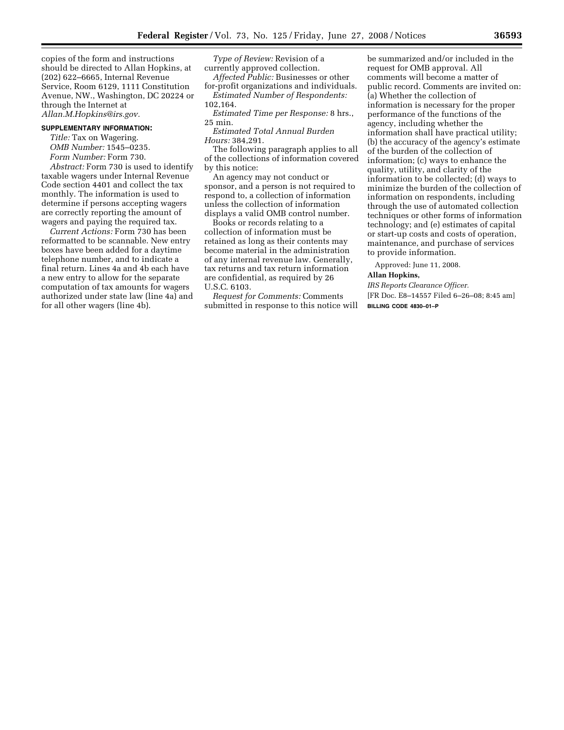copies of the form and instructions should be directed to Allan Hopkins, at (202) 622–6665, Internal Revenue Service, Room 6129, 1111 Constitution Avenue, NW., Washington, DC 20224 or through the Internet at *Allan.M.Hopkins@irs.gov.*

**SUPPLEMENTARY INFORMATION:**

*Title:* Tax on Wagering.

*OMB Number:* 1545–0235.

*Form Number:* Form 730.

*Abstract:* Form 730 is used to identify taxable wagers under Internal Revenue Code section 4401 and collect the tax monthly. The information is used to determine if persons accepting wagers are correctly reporting the amount of wagers and paying the required tax.

*Current Actions:* Form 730 has been reformatted to be scannable. New entry boxes have been added for a daytime telephone number, and to indicate a final return. Lines 4a and 4b each have a new entry to allow for the separate computation of tax amounts for wagers authorized under state law (line 4a) and for all other wagers (line 4b).

*Type of Review:* Revision of a currently approved collection.

*Affected Public:* Businesses or other for-profit organizations and individuals.

*Estimated Number of Respondents:* 102,164.

*Estimated Time per Response:* 8 hrs., 25 min.

*Estimated Total Annual Burden Hours:* 384,291.

The following paragraph applies to all of the collections of information covered by this notice:

An agency may not conduct or sponsor, and a person is not required to respond to, a collection of information unless the collection of information displays a valid OMB control number.

Books or records relating to a collection of information must be retained as long as their contents may become material in the administration of any internal revenue law. Generally, tax returns and tax return information are confidential, as required by 26 U.S.C. 6103.

*Request for Comments:* Comments submitted in response to this notice will be summarized and/or included in the request for OMB approval. All comments will become a matter of public record. Comments are invited on: (a) Whether the collection of information is necessary for the proper performance of the functions of the agency, including whether the information shall have practical utility; (b) the accuracy of the agency's estimate of the burden of the collection of information; (c) ways to enhance the quality, utility, and clarity of the information to be collected; (d) ways to minimize the burden of the collection of information on respondents, including through the use of automated collection techniques or other forms of information technology; and (e) estimates of capital or start-up costs and costs of operation, maintenance, and purchase of services to provide information.

Approved: June 11, 2008.

**Allan Hopkins,**

*IRS Reports Clearance Officer.*

[FR Doc. E8–14557 Filed 6–26–08; 8:45 am]

**BILLING CODE 4830–01–P**